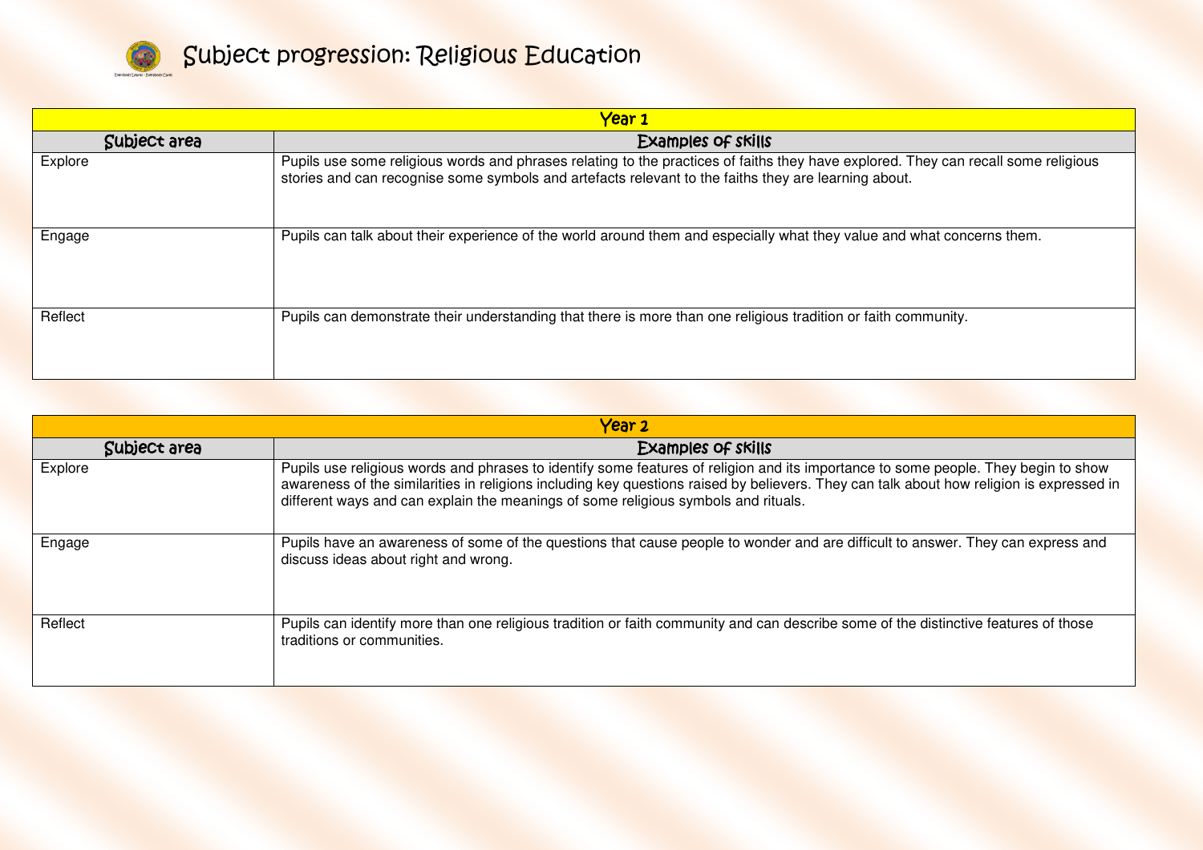# Subject progression: Religious Education

| Year 1 | |
|---|---|
| **Subject area** | **Examples of skills** |
| Explore | Pupils use some religious words and phrases relating to the practices of faiths they have explored. They can recall some religious stories and can recognise some symbols and artefacts relevant to the faiths they are learning about. |
| Engage | Pupils can talk about their experience of the world around them and especially what they value and what concerns them. |
| Reflect | Pupils can demonstrate their understanding that there is more than one religious tradition or faith community. |

| Year 2 | |
|---|---|
| **Subject area** | **Examples of skills** |
| Explore | Pupils use religious words and phrases to identify some features of religion and its importance to some people. They begin to show awareness of the similarities in religions including key questions raised by believers. They can talk about how religion is expressed in different ways and can explain the meanings of some religious symbols and rituals. |
| Engage | Pupils have an awareness of some of the questions that cause people to wonder and are difficult to answer. They can express and discuss ideas about right and wrong. |
| Reflect | Pupils can identify more than one religious tradition or faith community and can describe some of the distinctive features of those traditions or communities. |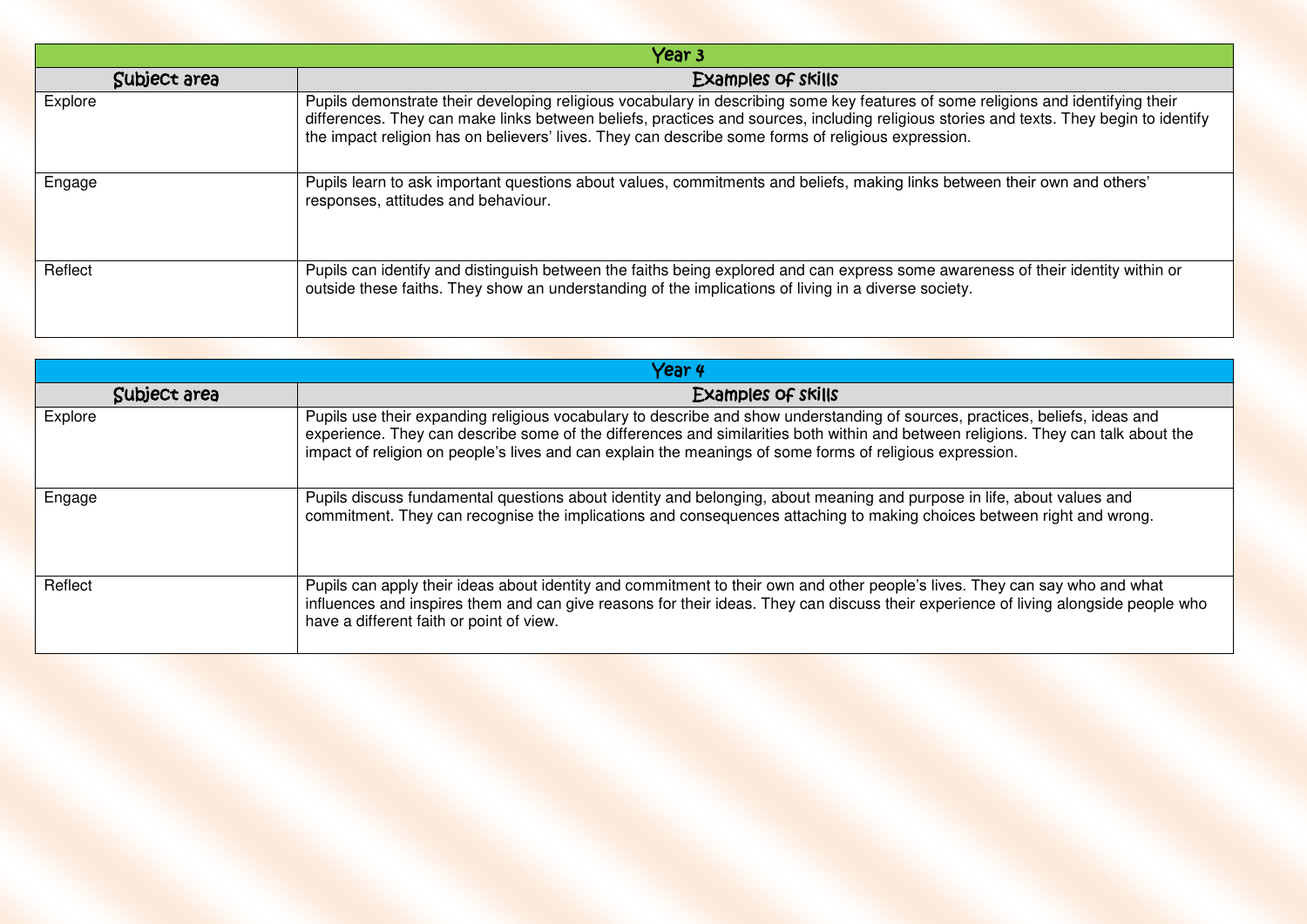| Year 3 | |
|---|---|
| **Subject area** | **Examples of skills** |
| Explore | Pupils demonstrate their developing religious vocabulary in describing some key features of some religions and identifying their differences. They can make links between beliefs, practices and sources, including religious stories and texts. They begin to identify the impact religion has on believers' lives. They can describe some forms of religious expression. |
| Engage | Pupils learn to ask important questions about values, commitments and beliefs, making links between their own and others' responses, attitudes and behaviour. |
| Reflect | Pupils can identify and distinguish between the faiths being explored and can express some awareness of their identity within or outside these faiths. They show an understanding of the implications of living in a diverse society. |

| Year 4 | |
|---|---|
| **Subject area** | **Examples of skills** |
| Explore | Pupils use their expanding religious vocabulary to describe and show understanding of sources, practices, beliefs, ideas and experience. They can describe some of the differences and similarities both within and between religions. They can talk about the impact of religion on people's lives and can explain the meanings of some forms of religious expression. |
| Engage | Pupils discuss fundamental questions about identity and belonging, about meaning and purpose in life, about values and commitment. They can recognise the implications and consequences attaching to making choices between right and wrong. |
| Reflect | Pupils can apply their ideas about identity and commitment to their own and other people's lives. They can say who and what influences and inspires them and can give reasons for their ideas. They can discuss their experience of living alongside people who have a different faith or point of view. |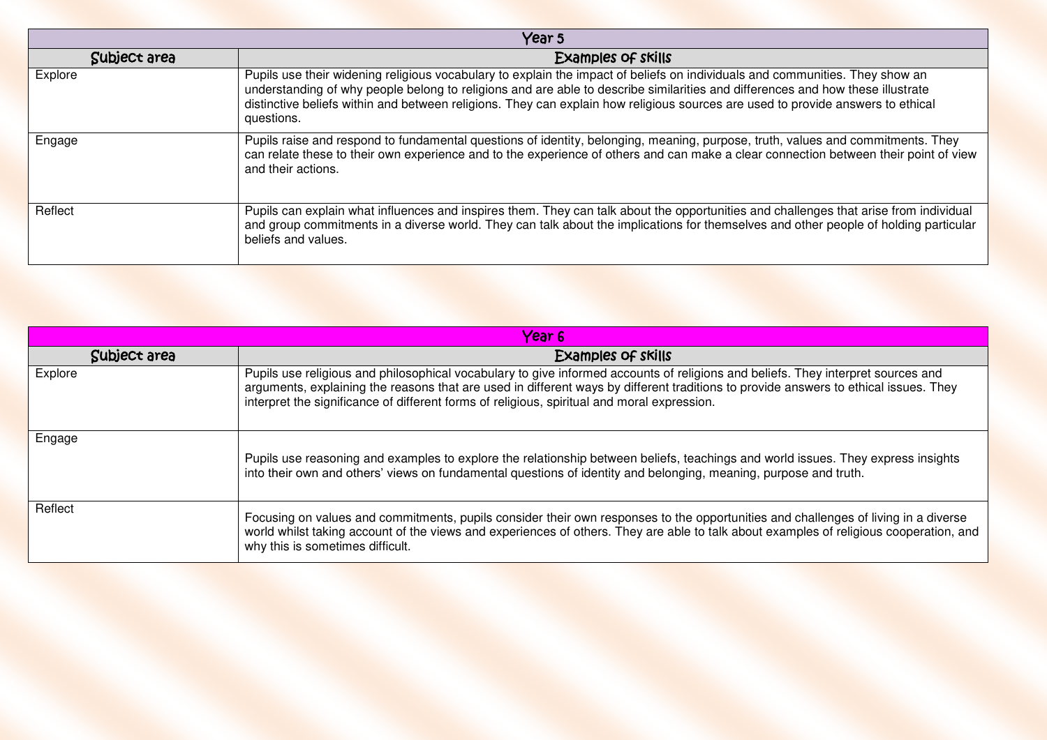| Year 5 | |
|---|---|
| **Subject area** | **Examples of skills** |
| Explore | Pupils use their widening religious vocabulary to explain the impact of beliefs on individuals and communities. They show an understanding of why people belong to religions and are able to describe similarities and differences and how these illustrate distinctive beliefs within and between religions. They can explain how religious sources are used to provide answers to ethical questions. |
| Engage | Pupils raise and respond to fundamental questions of identity, belonging, meaning, purpose, truth, values and commitments. They can relate these to their own experience and to the experience of others and can make a clear connection between their point of view and their actions. |
| Reflect | Pupils can explain what influences and inspires them. They can talk about the opportunities and challenges that arise from individual and group commitments in a diverse world. They can talk about the implications for themselves and other people of holding particular beliefs and values. |

| Year 6 | |
|---|---|
| **Subject area** | **Examples of skills** |
| Explore | Pupils use religious and philosophical vocabulary to give informed accounts of religions and beliefs. They interpret sources and arguments, explaining the reasons that are used in different ways by different traditions to provide answers to ethical issues. They interpret the significance of different forms of religious, spiritual and moral expression. |
| Engage | Pupils use reasoning and examples to explore the relationship between beliefs, teachings and world issues. They express insights into their own and others' views on fundamental questions of identity and belonging, meaning, purpose and truth. |
| Reflect | Focusing on values and commitments, pupils consider their own responses to the opportunities and challenges of living in a diverse world whilst taking account of the views and experiences of others. They are able to talk about examples of religious cooperation, and why this is sometimes difficult. |